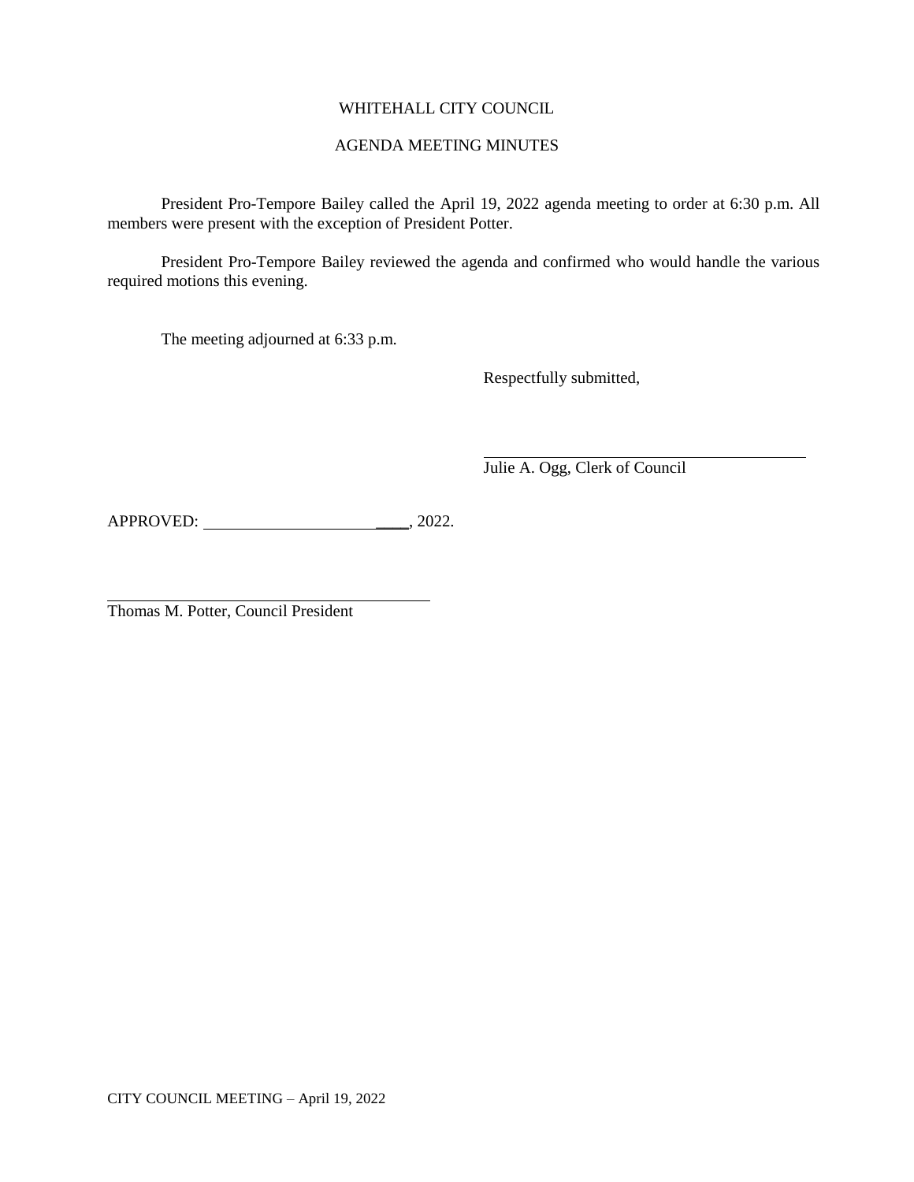WHITEHALL CITY COUNCIL

AGENDA MEETING MINUTES

President Pro-Tempore Bailey called the April 19, 2022 agenda meeting to order at 6:30 p.m. All members were present with the exception of President Potter.

President Pro-Tempore Bailey reviewed the agenda and confirmed who would handle the various required motions this evening.

The meeting adjourned at 6:33 p.m.

Respectfully submitted,

\_\_\_\_\_\_\_\_\_\_\_\_\_\_\_\_\_\_\_\_\_\_\_\_\_\_\_\_\_\_\_\_\_\_\_\_\_\_\_\_
Julie A. Ogg, Clerk of Council

APPROVED: \_\_\_\_\_\_\_\_\_\_\_\_\_\_\_\_\_\_\_\_\_\_\_\_\_\_, 2022.

\_\_\_\_\_\_\_\_\_\_\_\_\_\_\_\_\_\_\_\_\_\_\_\_\_\_\_\_\_\_\_\_\_\_\_\_\_\_\_\_
Thomas M. Potter, Council President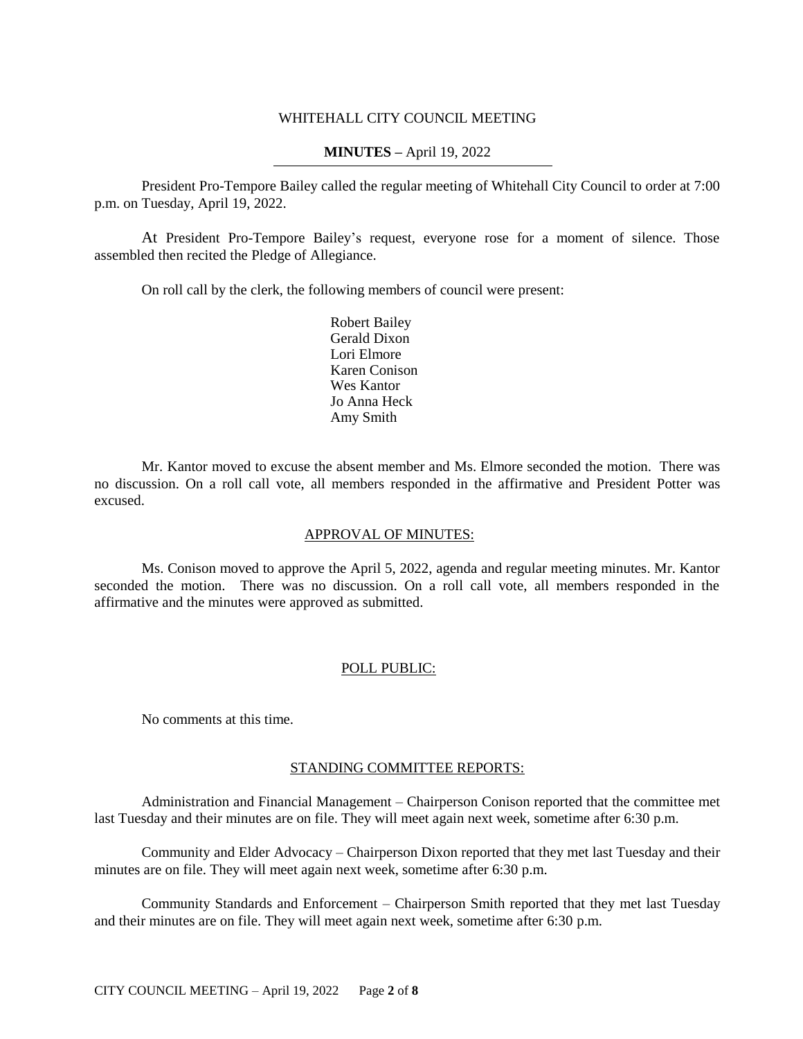WHITEHALL CITY COUNCIL MEETING

**MINUTES –** April 19, 2022

President Pro-Tempore Bailey called the regular meeting of Whitehall City Council to order at 7:00 p.m. on Tuesday, April 19, 2022.

At President Pro-Tempore Bailey's request, everyone rose for a moment of silence. Those assembled then recited the Pledge of Allegiance.

On roll call by the clerk, the following members of council were present:

Robert Bailey
Gerald Dixon
Lori Elmore
Karen Conison
Wes Kantor
Jo Anna Heck
Amy Smith

Mr. Kantor moved to excuse the absent member and Ms. Elmore seconded the motion. There was no discussion. On a roll call vote, all members responded in the affirmative and President Potter was excused.

## APPROVAL OF MINUTES:

Ms. Conison moved to approve the April 5, 2022, agenda and regular meeting minutes. Mr. Kantor seconded the motion. There was no discussion. On a roll call vote, all members responded in the affirmative and the minutes were approved as submitted.

## POLL PUBLIC:

No comments at this time.

## STANDING COMMITTEE REPORTS:

Administration and Financial Management – Chairperson Conison reported that the committee met last Tuesday and their minutes are on file. They will meet again next week, sometime after 6:30 p.m.

Community and Elder Advocacy – Chairperson Dixon reported that they met last Tuesday and their minutes are on file. They will meet again next week, sometime after 6:30 p.m.

Community Standards and Enforcement – Chairperson Smith reported that they met last Tuesday and their minutes are on file. They will meet again next week, sometime after 6:30 p.m.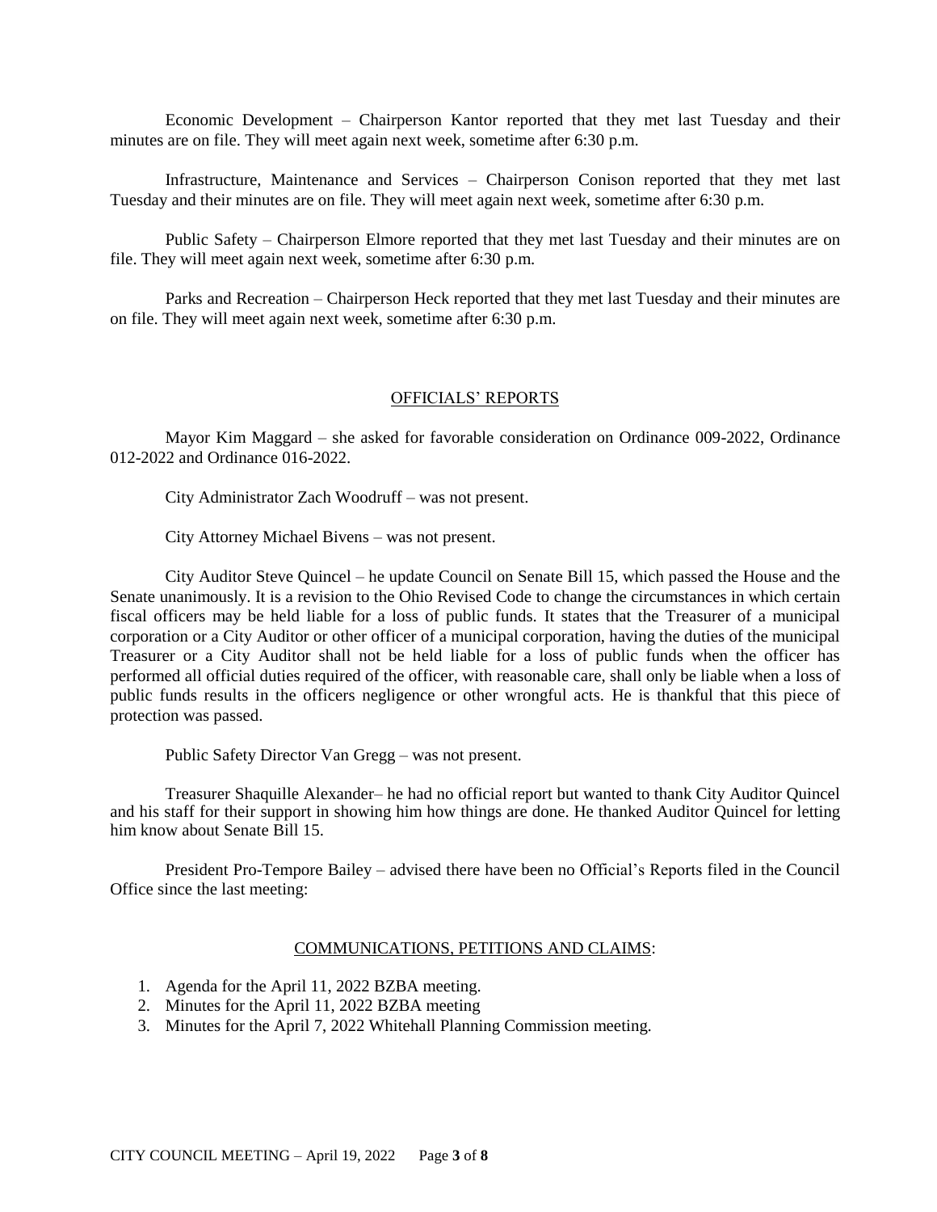Economic Development – Chairperson Kantor reported that they met last Tuesday and their minutes are on file. They will meet again next week, sometime after 6:30 p.m.

Infrastructure, Maintenance and Services – Chairperson Conison reported that they met last Tuesday and their minutes are on file. They will meet again next week, sometime after 6:30 p.m.

Public Safety – Chairperson Elmore reported that they met last Tuesday and their minutes are on file. They will meet again next week, sometime after 6:30 p.m.

Parks and Recreation – Chairperson Heck reported that they met last Tuesday and their minutes are on file. They will meet again next week, sometime after 6:30 p.m.

## OFFICIALS' REPORTS

Mayor Kim Maggard – she asked for favorable consideration on Ordinance 009-2022, Ordinance 012-2022 and Ordinance 016-2022.

City Administrator Zach Woodruff – was not present.

City Attorney Michael Bivens – was not present.

City Auditor Steve Quincel – he update Council on Senate Bill 15, which passed the House and the Senate unanimously. It is a revision to the Ohio Revised Code to change the circumstances in which certain fiscal officers may be held liable for a loss of public funds. It states that the Treasurer of a municipal corporation or a City Auditor or other officer of a municipal corporation, having the duties of the municipal Treasurer or a City Auditor shall not be held liable for a loss of public funds when the officer has performed all official duties required of the officer, with reasonable care, shall only be liable when a loss of public funds results in the officers negligence or other wrongful acts. He is thankful that this piece of protection was passed.

Public Safety Director Van Gregg – was not present.

Treasurer Shaquille Alexander– he had no official report but wanted to thank City Auditor Quincel and his staff for their support in showing him how things are done. He thanked Auditor Quincel for letting him know about Senate Bill 15.

President Pro-Tempore Bailey – advised there have been no Official's Reports filed in the Council Office since the last meeting:

## COMMUNICATIONS, PETITIONS AND CLAIMS:

1. Agenda for the April 11, 2022 BZBA meeting.
2. Minutes for the April 11, 2022 BZBA meeting
3. Minutes for the April 7, 2022 Whitehall Planning Commission meeting.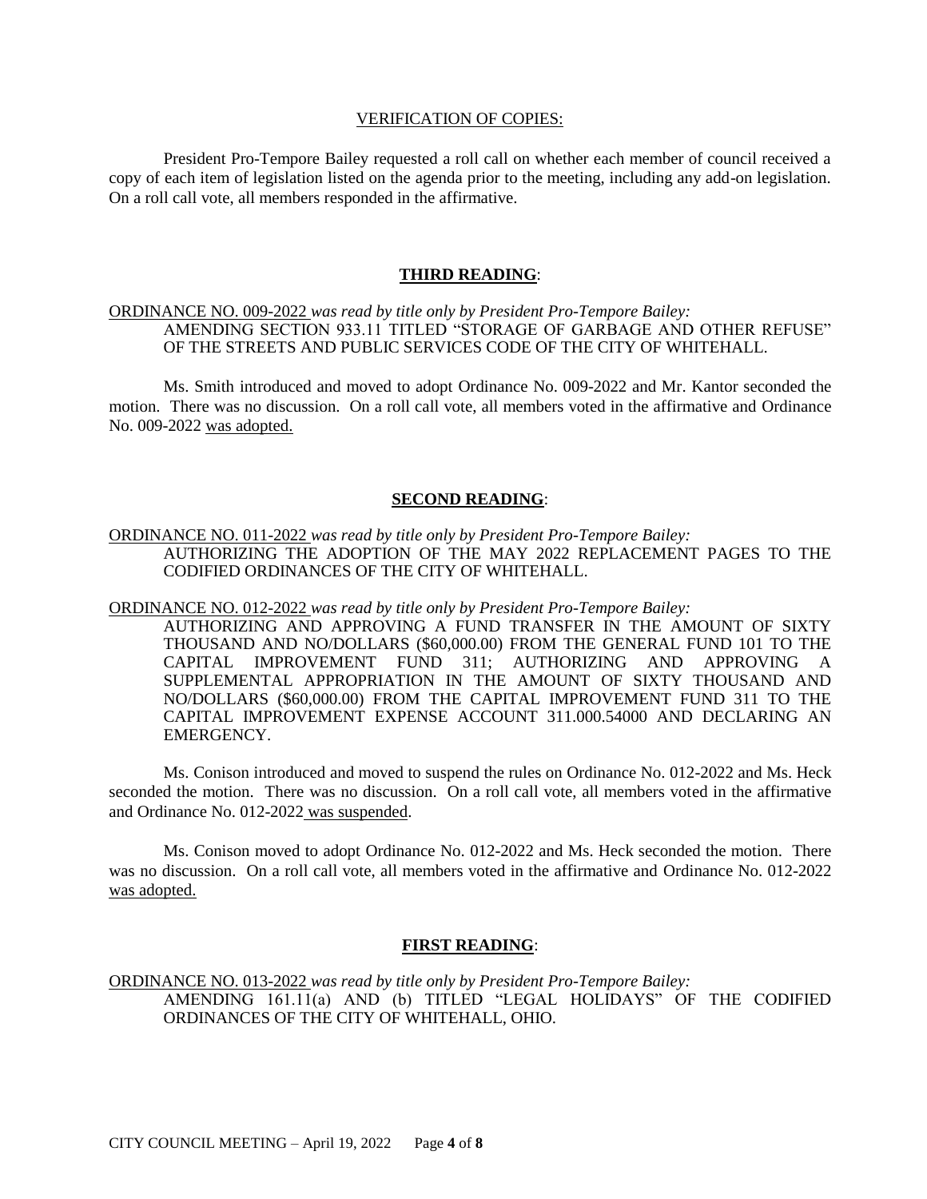VERIFICATION OF COPIES:

President Pro-Tempore Bailey requested a roll call on whether each member of council received a copy of each item of legislation listed on the agenda prior to the meeting, including any add-on legislation. On a roll call vote, all members responded in the affirmative.

## THIRD READING:

ORDINANCE NO. 009-2022 *was read by title only by President Pro-Tempore Bailey:*
AMENDING SECTION 933.11 TITLED "STORAGE OF GARBAGE AND OTHER REFUSE" OF THE STREETS AND PUBLIC SERVICES CODE OF THE CITY OF WHITEHALL.

Ms. Smith introduced and moved to adopt Ordinance No. 009-2022 and Mr. Kantor seconded the motion. There was no discussion. On a roll call vote, all members voted in the affirmative and Ordinance No. 009-2022 was adopted.

## SECOND READING:

ORDINANCE NO. 011-2022 *was read by title only by President Pro-Tempore Bailey:*
AUTHORIZING THE ADOPTION OF THE MAY 2022 REPLACEMENT PAGES TO THE CODIFIED ORDINANCES OF THE CITY OF WHITEHALL.

ORDINANCE NO. 012-2022 *was read by title only by President Pro-Tempore Bailey:*
AUTHORIZING AND APPROVING A FUND TRANSFER IN THE AMOUNT OF SIXTY THOUSAND AND NO/DOLLARS ($60,000.00) FROM THE GENERAL FUND 101 TO THE CAPITAL IMPROVEMENT FUND 311; AUTHORIZING AND APPROVING A SUPPLEMENTAL APPROPRIATION IN THE AMOUNT OF SIXTY THOUSAND AND NO/DOLLARS ($60,000.00) FROM THE CAPITAL IMPROVEMENT FUND 311 TO THE CAPITAL IMPROVEMENT EXPENSE ACCOUNT 311.000.54000 AND DECLARING AN EMERGENCY.

Ms. Conison introduced and moved to suspend the rules on Ordinance No. 012-2022 and Ms. Heck seconded the motion. There was no discussion. On a roll call vote, all members voted in the affirmative and Ordinance No. 012-2022 was suspended.

Ms. Conison moved to adopt Ordinance No. 012-2022 and Ms. Heck seconded the motion. There was no discussion. On a roll call vote, all members voted in the affirmative and Ordinance No. 012-2022 was adopted.

## FIRST READING:

ORDINANCE NO. 013-2022 *was read by title only by President Pro-Tempore Bailey:*
AMENDING 161.11(a) AND (b) TITLED "LEGAL HOLIDAYS" OF THE CODIFIED ORDINANCES OF THE CITY OF WHITEHALL, OHIO.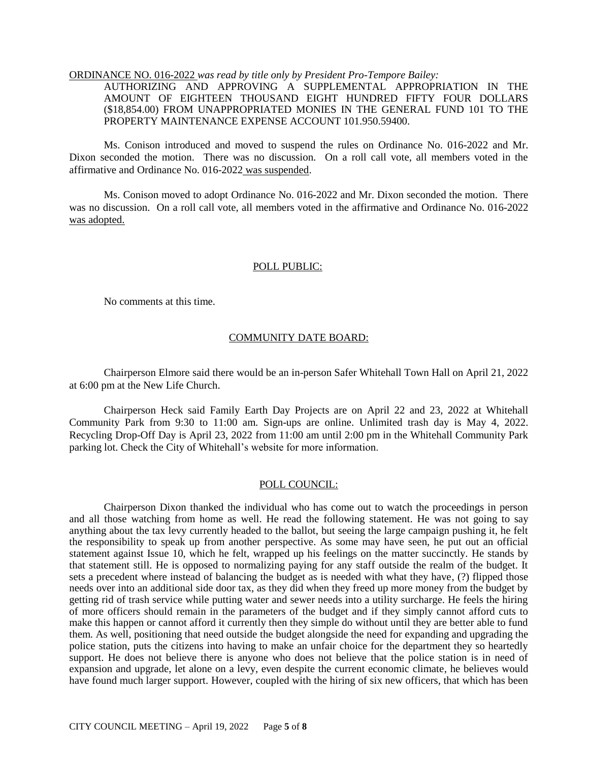ORDINANCE NO. 016-2022 *was read by title only by President Pro-Tempore Bailey:*

AUTHORIZING AND APPROVING A SUPPLEMENTAL APPROPRIATION IN THE AMOUNT OF EIGHTEEN THOUSAND EIGHT HUNDRED FIFTY FOUR DOLLARS ($18,854.00) FROM UNAPPROPRIATED MONIES IN THE GENERAL FUND 101 TO THE PROPERTY MAINTENANCE EXPENSE ACCOUNT 101.950.59400.

Ms. Conison introduced and moved to suspend the rules on Ordinance No. 016-2022 and Mr. Dixon seconded the motion. There was no discussion. On a roll call vote, all members voted in the affirmative and Ordinance No. 016-2022 was suspended.

Ms. Conison moved to adopt Ordinance No. 016-2022 and Mr. Dixon seconded the motion. There was no discussion. On a roll call vote, all members voted in the affirmative and Ordinance No. 016-2022 was adopted.

## POLL PUBLIC:

No comments at this time.

## COMMUNITY DATE BOARD:

Chairperson Elmore said there would be an in-person Safer Whitehall Town Hall on April 21, 2022 at 6:00 pm at the New Life Church.

Chairperson Heck said Family Earth Day Projects are on April 22 and 23, 2022 at Whitehall Community Park from 9:30 to 11:00 am. Sign-ups are online. Unlimited trash day is May 4, 2022. Recycling Drop-Off Day is April 23, 2022 from 11:00 am until 2:00 pm in the Whitehall Community Park parking lot. Check the City of Whitehall's website for more information.

## POLL COUNCIL:

Chairperson Dixon thanked the individual who has come out to watch the proceedings in person and all those watching from home as well. He read the following statement. He was not going to say anything about the tax levy currently headed to the ballot, but seeing the large campaign pushing it, he felt the responsibility to speak up from another perspective. As some may have seen, he put out an official statement against Issue 10, which he felt, wrapped up his feelings on the matter succinctly. He stands by that statement still. He is opposed to normalizing paying for any staff outside the realm of the budget. It sets a precedent where instead of balancing the budget as is needed with what they have, (?) flipped those needs over into an additional side door tax, as they did when they freed up more money from the budget by getting rid of trash service while putting water and sewer needs into a utility surcharge. He feels the hiring of more officers should remain in the parameters of the budget and if they simply cannot afford cuts to make this happen or cannot afford it currently then they simple do without until they are better able to fund them. As well, positioning that need outside the budget alongside the need for expanding and upgrading the police station, puts the citizens into having to make an unfair choice for the department they so heartedly support. He does not believe there is anyone who does not believe that the police station is in need of expansion and upgrade, let alone on a levy, even despite the current economic climate, he believes would have found much larger support. However, coupled with the hiring of six new officers, that which has been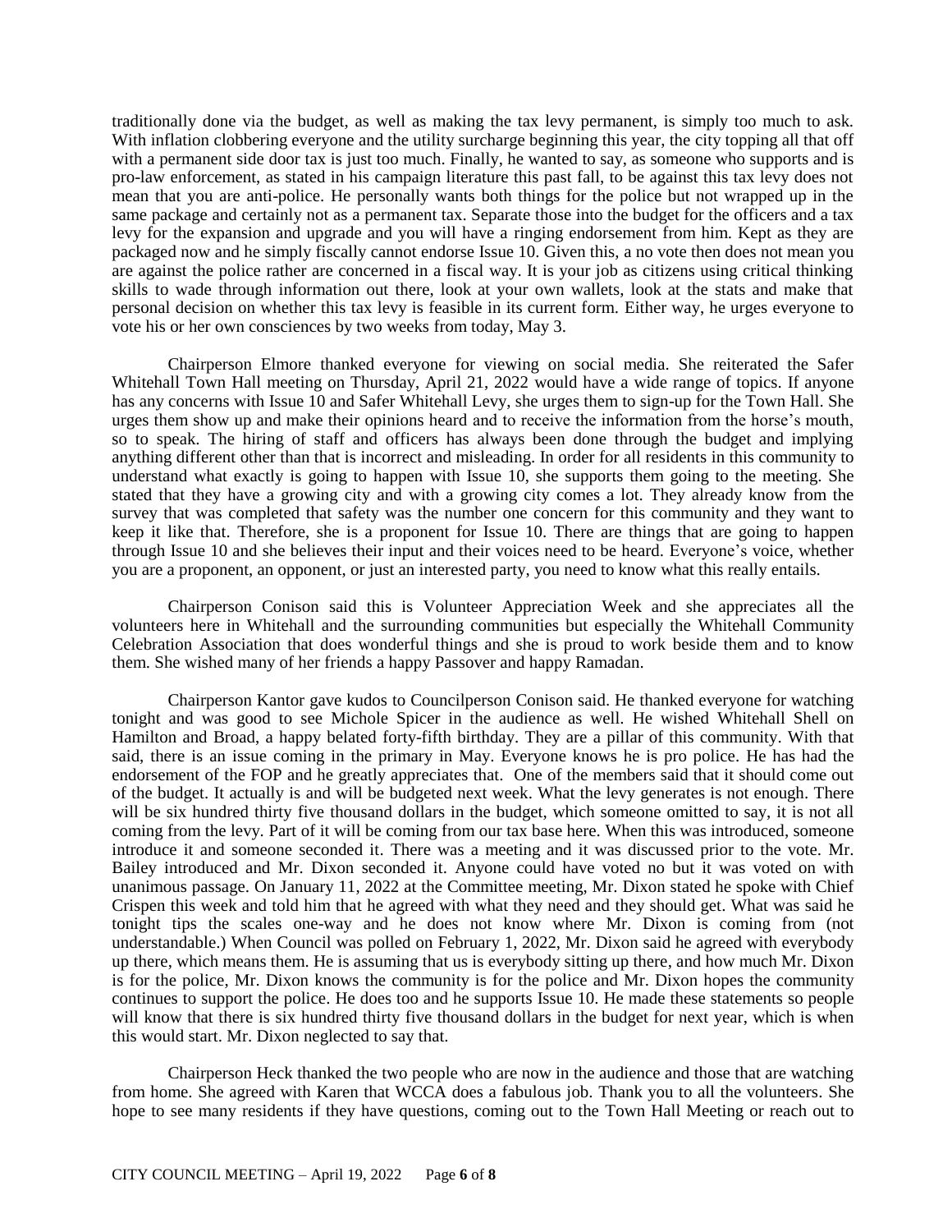traditionally done via the budget, as well as making the tax levy permanent, is simply too much to ask. With inflation clobbering everyone and the utility surcharge beginning this year, the city topping all that off with a permanent side door tax is just too much. Finally, he wanted to say, as someone who supports and is pro-law enforcement, as stated in his campaign literature this past fall, to be against this tax levy does not mean that you are anti-police. He personally wants both things for the police but not wrapped up in the same package and certainly not as a permanent tax. Separate those into the budget for the officers and a tax levy for the expansion and upgrade and you will have a ringing endorsement from him. Kept as they are packaged now and he simply fiscally cannot endorse Issue 10. Given this, a no vote then does not mean you are against the police rather are concerned in a fiscal way. It is your job as citizens using critical thinking skills to wade through information out there, look at your own wallets, look at the stats and make that personal decision on whether this tax levy is feasible in its current form. Either way, he urges everyone to vote his or her own consciences by two weeks from today, May 3.

Chairperson Elmore thanked everyone for viewing on social media. She reiterated the Safer Whitehall Town Hall meeting on Thursday, April 21, 2022 would have a wide range of topics. If anyone has any concerns with Issue 10 and Safer Whitehall Levy, she urges them to sign-up for the Town Hall. She urges them show up and make their opinions heard and to receive the information from the horse's mouth, so to speak. The hiring of staff and officers has always been done through the budget and implying anything different other than that is incorrect and misleading. In order for all residents in this community to understand what exactly is going to happen with Issue 10, she supports them going to the meeting. She stated that they have a growing city and with a growing city comes a lot. They already know from the survey that was completed that safety was the number one concern for this community and they want to keep it like that. Therefore, she is a proponent for Issue 10. There are things that are going to happen through Issue 10 and she believes their input and their voices need to be heard. Everyone's voice, whether you are a proponent, an opponent, or just an interested party, you need to know what this really entails.

Chairperson Conison said this is Volunteer Appreciation Week and she appreciates all the volunteers here in Whitehall and the surrounding communities but especially the Whitehall Community Celebration Association that does wonderful things and she is proud to work beside them and to know them. She wished many of her friends a happy Passover and happy Ramadan.

Chairperson Kantor gave kudos to Councilperson Conison said. He thanked everyone for watching tonight and was good to see Michole Spicer in the audience as well. He wished Whitehall Shell on Hamilton and Broad, a happy belated forty-fifth birthday. They are a pillar of this community. With that said, there is an issue coming in the primary in May. Everyone knows he is pro police. He has had the endorsement of the FOP and he greatly appreciates that. One of the members said that it should come out of the budget. It actually is and will be budgeted next week. What the levy generates is not enough. There will be six hundred thirty five thousand dollars in the budget, which someone omitted to say, it is not all coming from the levy. Part of it will be coming from our tax base here. When this was introduced, someone introduce it and someone seconded it. There was a meeting and it was discussed prior to the vote. Mr. Bailey introduced and Mr. Dixon seconded it. Anyone could have voted no but it was voted on with unanimous passage. On January 11, 2022 at the Committee meeting, Mr. Dixon stated he spoke with Chief Crispen this week and told him that he agreed with what they need and they should get. What was said he tonight tips the scales one-way and he does not know where Mr. Dixon is coming from (not understandable.) When Council was polled on February 1, 2022, Mr. Dixon said he agreed with everybody up there, which means them. He is assuming that us is everybody sitting up there, and how much Mr. Dixon is for the police, Mr. Dixon knows the community is for the police and Mr. Dixon hopes the community continues to support the police. He does too and he supports Issue 10. He made these statements so people will know that there is six hundred thirty five thousand dollars in the budget for next year, which is when this would start. Mr. Dixon neglected to say that.

Chairperson Heck thanked the two people who are now in the audience and those that are watching from home. She agreed with Karen that WCCA does a fabulous job. Thank you to all the volunteers. She hope to see many residents if they have questions, coming out to the Town Hall Meeting or reach out to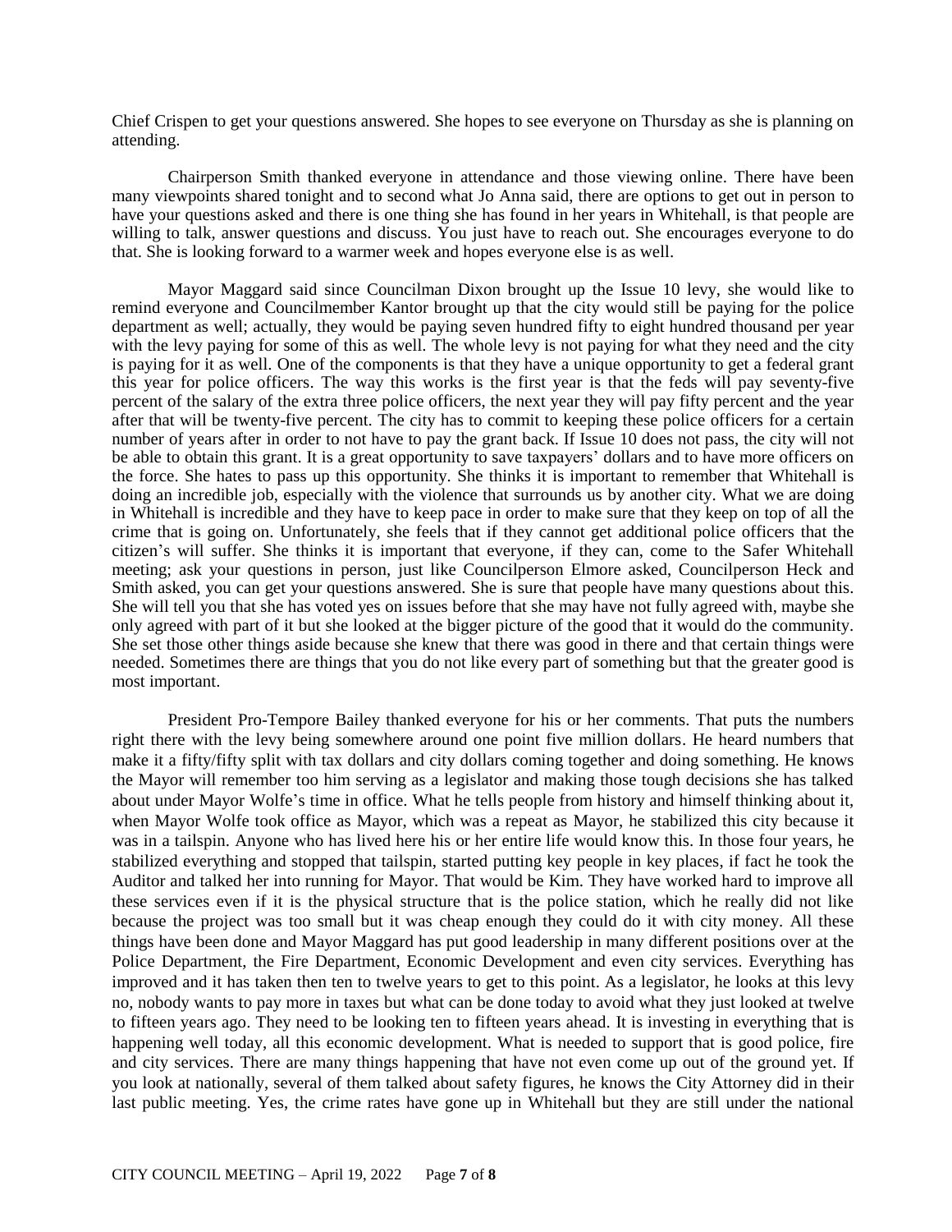Chief Crispen to get your questions answered. She hopes to see everyone on Thursday as she is planning on attending.

Chairperson Smith thanked everyone in attendance and those viewing online. There have been many viewpoints shared tonight and to second what Jo Anna said, there are options to get out in person to have your questions asked and there is one thing she has found in her years in Whitehall, is that people are willing to talk, answer questions and discuss. You just have to reach out. She encourages everyone to do that. She is looking forward to a warmer week and hopes everyone else is as well.

Mayor Maggard said since Councilman Dixon brought up the Issue 10 levy, she would like to remind everyone and Councilmember Kantor brought up that the city would still be paying for the police department as well; actually, they would be paying seven hundred fifty to eight hundred thousand per year with the levy paying for some of this as well. The whole levy is not paying for what they need and the city is paying for it as well. One of the components is that they have a unique opportunity to get a federal grant this year for police officers. The way this works is the first year is that the feds will pay seventy-five percent of the salary of the extra three police officers, the next year they will pay fifty percent and the year after that will be twenty-five percent. The city has to commit to keeping these police officers for a certain number of years after in order to not have to pay the grant back. If Issue 10 does not pass, the city will not be able to obtain this grant. It is a great opportunity to save taxpayers' dollars and to have more officers on the force. She hates to pass up this opportunity. She thinks it is important to remember that Whitehall is doing an incredible job, especially with the violence that surrounds us by another city. What we are doing in Whitehall is incredible and they have to keep pace in order to make sure that they keep on top of all the crime that is going on. Unfortunately, she feels that if they cannot get additional police officers that the citizen's will suffer. She thinks it is important that everyone, if they can, come to the Safer Whitehall meeting; ask your questions in person, just like Councilperson Elmore asked, Councilperson Heck and Smith asked, you can get your questions answered. She is sure that people have many questions about this. She will tell you that she has voted yes on issues before that she may have not fully agreed with, maybe she only agreed with part of it but she looked at the bigger picture of the good that it would do the community. She set those other things aside because she knew that there was good in there and that certain things were needed. Sometimes there are things that you do not like every part of something but that the greater good is most important.

President Pro-Tempore Bailey thanked everyone for his or her comments. That puts the numbers right there with the levy being somewhere around one point five million dollars. He heard numbers that make it a fifty/fifty split with tax dollars and city dollars coming together and doing something. He knows the Mayor will remember too him serving as a legislator and making those tough decisions she has talked about under Mayor Wolfe's time in office. What he tells people from history and himself thinking about it, when Mayor Wolfe took office as Mayor, which was a repeat as Mayor, he stabilized this city because it was in a tailspin. Anyone who has lived here his or her entire life would know this. In those four years, he stabilized everything and stopped that tailspin, started putting key people in key places, if fact he took the Auditor and talked her into running for Mayor. That would be Kim. They have worked hard to improve all these services even if it is the physical structure that is the police station, which he really did not like because the project was too small but it was cheap enough they could do it with city money. All these things have been done and Mayor Maggard has put good leadership in many different positions over at the Police Department, the Fire Department, Economic Development and even city services. Everything has improved and it has taken then ten to twelve years to get to this point. As a legislator, he looks at this levy no, nobody wants to pay more in taxes but what can be done today to avoid what they just looked at twelve to fifteen years ago. They need to be looking ten to fifteen years ahead. It is investing in everything that is happening well today, all this economic development. What is needed to support that is good police, fire and city services. There are many things happening that have not even come up out of the ground yet. If you look at nationally, several of them talked about safety figures, he knows the City Attorney did in their last public meeting. Yes, the crime rates have gone up in Whitehall but they are still under the national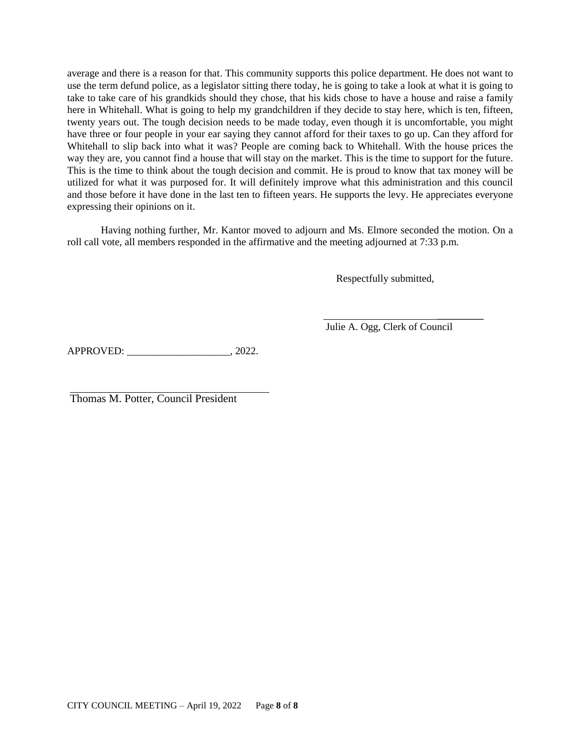average and there is a reason for that. This community supports this police department. He does not want to use the term defund police, as a legislator sitting there today, he is going to take a look at what it is going to take to take care of his grandkids should they chose, that his kids chose to have a house and raise a family here in Whitehall. What is going to help my grandchildren if they decide to stay here, which is ten, fifteen, twenty years out. The tough decision needs to be made today, even though it is uncomfortable, you might have three or four people in your ear saying they cannot afford for their taxes to go up. Can they afford for Whitehall to slip back into what it was? People are coming back to Whitehall. With the house prices the way they are, you cannot find a house that will stay on the market. This is the time to support for the future. This is the time to think about the tough decision and commit. He is proud to know that tax money will be utilized for what it was purposed for. It will definitely improve what this administration and this council and those before it have done in the last ten to fifteen years. He supports the levy. He appreciates everyone expressing their opinions on it.

Having nothing further, Mr. Kantor moved to adjourn and Ms. Elmore seconded the motion. On a roll call vote, all members responded in the affirmative and the meeting adjourned at 7:33 p.m.

Respectfully submitted,

\_\_\_\_\_\_\_\_\_\_\_\_\_\_\_\_\_\_\_\_\_\_\_\_\_\_\_\_\_\_\_\_
Julie A. Ogg, Clerk of Council

APPROVED: \_\_\_\_\_\_\_\_\_\_\_\_\_\_\_\_\_\_\_\_, 2022.

\_\_\_\_\_\_\_\_\_\_\_\_\_\_\_\_\_\_\_\_\_\_\_\_\_\_\_\_\_\_\_\_\_\_\_\_
Thomas M. Potter, Council President